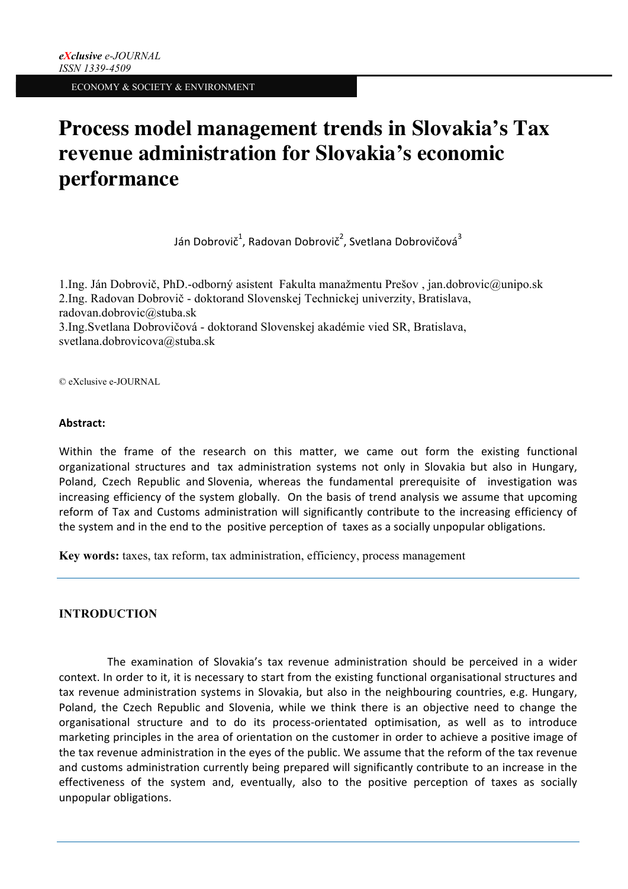# Process model management trends in Slovakia's Tax revenue administration for Slovakia's economic performance

Ján Dobrovič[1], Radovan Dobrovič[2], Svetlana Dobrovičová[3]

1.Ing. Ján Dobrovič, PhD.-odborný asistent Fakulta manažmentu Prešov , jan.dobrovic@unipo.sk
2.Ing. Radovan Dobrovič - doktorand Slovenskej Technickej univerzity, Bratislava, radovan.dobrovic@stuba.sk
3.Ing.Svetlana Dobrovičová - doktorand Slovenskej akadémie vied SR, Bratislava, svetlana.dobrovicova@stuba.sk

© eXclusive e-JOURNAL

**Abstract:**

Within the frame of the research on this matter, we came out form the existing functional organizational structures and tax administration systems not only in Slovakia but also in Hungary, Poland, Czech Republic and Slovenia, whereas the fundamental prerequisite of investigation was increasing efficiency of the system globally. On the basis of trend analysis we assume that upcoming reform of Tax and Customs administration will significantly contribute to the increasing efficiency of the system and in the end to the positive perception of taxes as a socially unpopular obligations.

**Key words:** taxes, tax reform, tax administration, efficiency, process management

## INTRODUCTION

The examination of Slovakia's tax revenue administration should be perceived in a wider context. In order to it, it is necessary to start from the existing functional organisational structures and tax revenue administration systems in Slovakia, but also in the neighbouring countries, e.g. Hungary, Poland, the Czech Republic and Slovenia, while we think there is an objective need to change the organisational structure and to do its process-orientated optimisation, as well as to introduce marketing principles in the area of orientation on the customer in order to achieve a positive image of the tax revenue administration in the eyes of the public. We assume that the reform of the tax revenue and customs administration currently being prepared will significantly contribute to an increase in the effectiveness of the system and, eventually, also to the positive perception of taxes as socially unpopular obligations.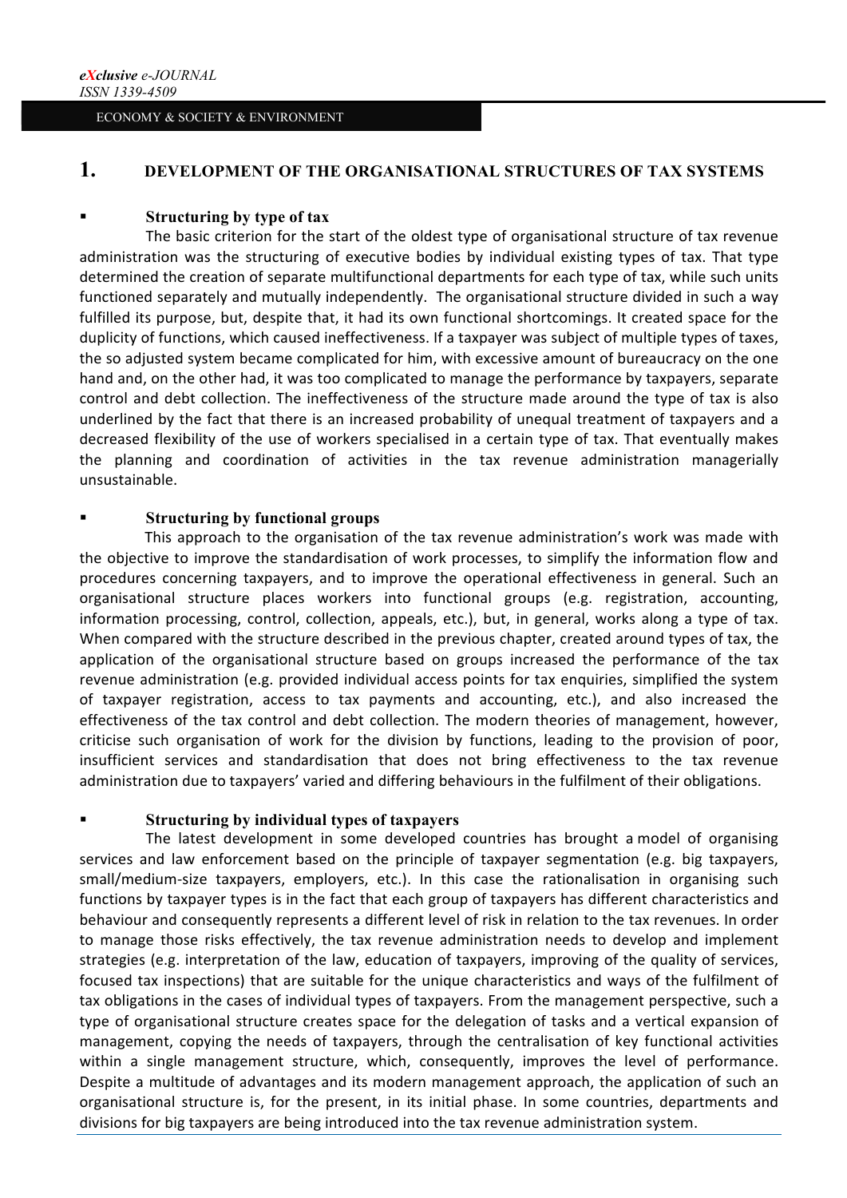# 1. DEVELOPMENT OF THE ORGANISATIONAL STRUCTURES OF TAX SYSTEMS

- **Structuring by type of tax**

The basic criterion for the start of the oldest type of organisational structure of tax revenue administration was the structuring of executive bodies by individual existing types of tax. That type determined the creation of separate multifunctional departments for each type of tax, while such units functioned separately and mutually independently. The organisational structure divided in such a way fulfilled its purpose, but, despite that, it had its own functional shortcomings. It created space for the duplicity of functions, which caused ineffectiveness. If a taxpayer was subject of multiple types of taxes, the so adjusted system became complicated for him, with excessive amount of bureaucracy on the one hand and, on the other had, it was too complicated to manage the performance by taxpayers, separate control and debt collection. The ineffectiveness of the structure made around the type of tax is also underlined by the fact that there is an increased probability of unequal treatment of taxpayers and a decreased flexibility of the use of workers specialised in a certain type of tax. That eventually makes the planning and coordination of activities in the tax revenue administration managerially unsustainable.

- **Structuring by functional groups**

This approach to the organisation of the tax revenue administration's work was made with the objective to improve the standardisation of work processes, to simplify the information flow and procedures concerning taxpayers, and to improve the operational effectiveness in general. Such an organisational structure places workers into functional groups (e.g. registration, accounting, information processing, control, collection, appeals, etc.), but, in general, works along a type of tax. When compared with the structure described in the previous chapter, created around types of tax, the application of the organisational structure based on groups increased the performance of the tax revenue administration (e.g. provided individual access points for tax enquiries, simplified the system of taxpayer registration, access to tax payments and accounting, etc.), and also increased the effectiveness of the tax control and debt collection. The modern theories of management, however, criticise such organisation of work for the division by functions, leading to the provision of poor, insufficient services and standardisation that does not bring effectiveness to the tax revenue administration due to taxpayers' varied and differing behaviours in the fulfilment of their obligations.

- **Structuring by individual types of taxpayers**

The latest development in some developed countries has brought a model of organising services and law enforcement based on the principle of taxpayer segmentation (e.g. big taxpayers, small/medium-size taxpayers, employers, etc.). In this case the rationalisation in organising such functions by taxpayer types is in the fact that each group of taxpayers has different characteristics and behaviour and consequently represents a different level of risk in relation to the tax revenues. In order to manage those risks effectively, the tax revenue administration needs to develop and implement strategies (e.g. interpretation of the law, education of taxpayers, improving of the quality of services, focused tax inspections) that are suitable for the unique characteristics and ways of the fulfilment of tax obligations in the cases of individual types of taxpayers. From the management perspective, such a type of organisational structure creates space for the delegation of tasks and a vertical expansion of management, copying the needs of taxpayers, through the centralisation of key functional activities within a single management structure, which, consequently, improves the level of performance. Despite a multitude of advantages and its modern management approach, the application of such an organisational structure is, for the present, in its initial phase. In some countries, departments and divisions for big taxpayers are being introduced into the tax revenue administration system.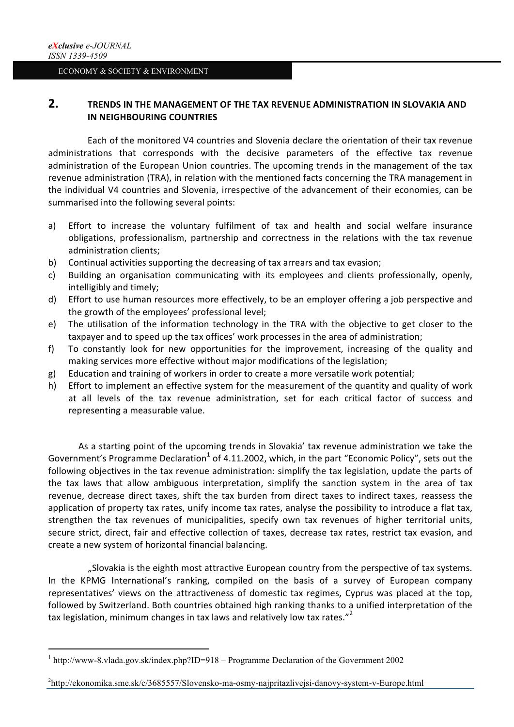## 2. TRENDS IN THE MANAGEMENT OF THE TAX REVENUE ADMINISTRATION IN SLOVAKIA AND IN NEIGHBOURING COUNTRIES

Each of the monitored V4 countries and Slovenia declare the orientation of their tax revenue administrations that corresponds with the decisive parameters of the effective tax revenue administration of the European Union countries. The upcoming trends in the management of the tax revenue administration (TRA), in relation with the mentioned facts concerning the TRA management in the individual V4 countries and Slovenia, irrespective of the advancement of their economies, can be summarised into the following several points:

a) Effort to increase the voluntary fulfilment of tax and health and social welfare insurance obligations, professionalism, partnership and correctness in the relations with the tax revenue administration clients;
b) Continual activities supporting the decreasing of tax arrears and tax evasion;
c) Building an organisation communicating with its employees and clients professionally, openly, intelligibly and timely;
d) Effort to use human resources more effectively, to be an employer offering a job perspective and the growth of the employees' professional level;
e) The utilisation of the information technology in the TRA with the objective to get closer to the taxpayer and to speed up the tax offices' work processes in the area of administration;
f) To constantly look for new opportunities for the improvement, increasing of the quality and making services more effective without major modifications of the legislation;
g) Education and training of workers in order to create a more versatile work potential;
h) Effort to implement an effective system for the measurement of the quantity and quality of work at all levels of the tax revenue administration, set for each critical factor of success and representing a measurable value.

As a starting point of the upcoming trends in Slovakia' tax revenue administration we take the Government's Programme Declaration[1] of 4.11.2002, which, in the part "Economic Policy", sets out the following objectives in the tax revenue administration: simplify the tax legislation, update the parts of the tax laws that allow ambiguous interpretation, simplify the sanction system in the area of tax revenue, decrease direct taxes, shift the tax burden from direct taxes to indirect taxes, reassess the application of property tax rates, unify income tax rates, analyse the possibility to introduce a flat tax, strengthen the tax revenues of municipalities, specify own tax revenues of higher territorial units, secure strict, direct, fair and effective collection of taxes, decrease tax rates, restrict tax evasion, and create a new system of horizontal financial balancing.

„Slovakia is the eighth most attractive European country from the perspective of tax systems. In the KPMG International's ranking, compiled on the basis of a survey of European company representatives' views on the attractiveness of domestic tax regimes, Cyprus was placed at the top, followed by Switzerland. Both countries obtained high ranking thanks to a unified interpretation of the tax legislation, minimum changes in tax laws and relatively low tax rates."[2]

---

[1] http://www-8.vlada.gov.sk/index.php?ID=918 – Programme Declaration of the Government 2002

[2] http://ekonomika.sme.sk/c/3685557/Slovensko-ma-osmy-najpritazlivejsi-danovy-system-v-Europe.html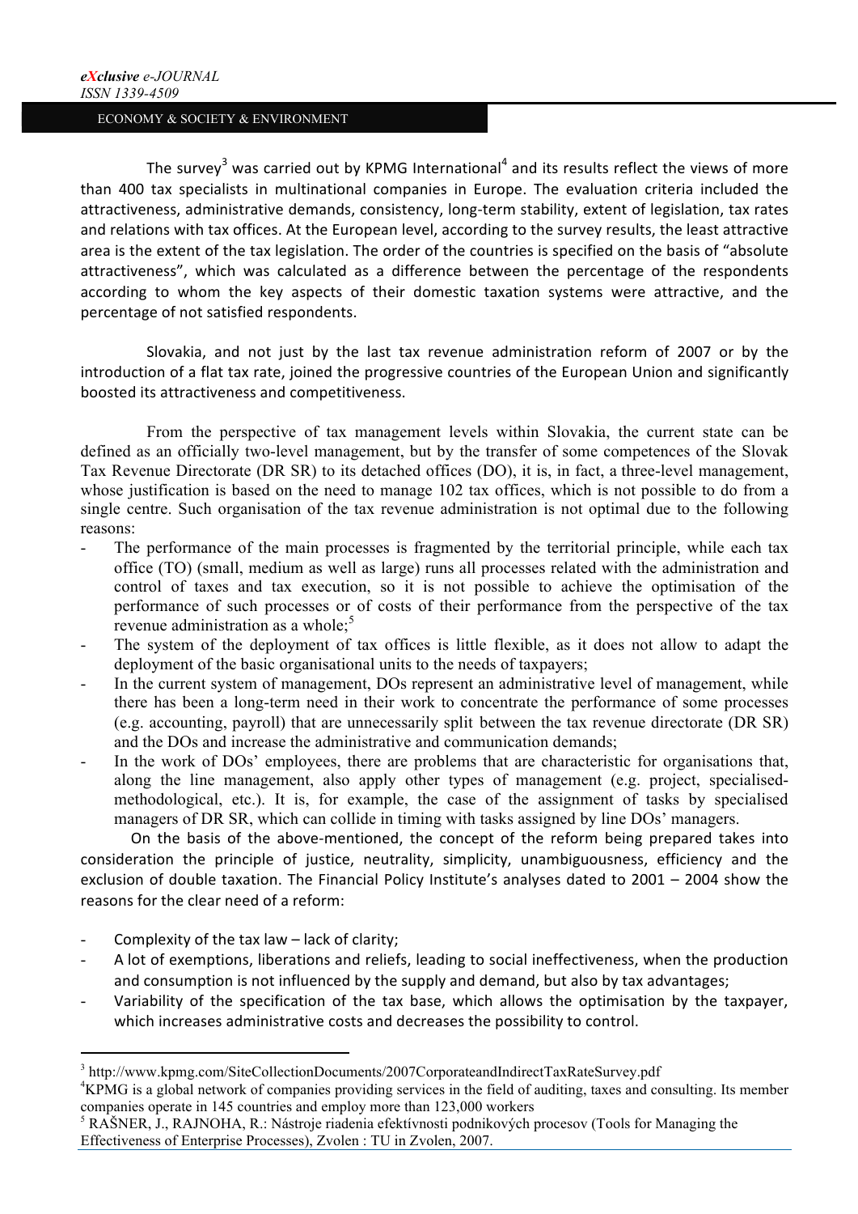The survey[3] was carried out by KPMG International[4] and its results reflect the views of more than 400 tax specialists in multinational companies in Europe. The evaluation criteria included the attractiveness, administrative demands, consistency, long-term stability, extent of legislation, tax rates and relations with tax offices. At the European level, according to the survey results, the least attractive area is the extent of the tax legislation. The order of the countries is specified on the basis of "absolute attractiveness", which was calculated as a difference between the percentage of the respondents according to whom the key aspects of their domestic taxation systems were attractive, and the percentage of not satisfied respondents.

Slovakia, and not just by the last tax revenue administration reform of 2007 or by the introduction of a flat tax rate, joined the progressive countries of the European Union and significantly boosted its attractiveness and competitiveness.

From the perspective of tax management levels within Slovakia, the current state can be defined as an officially two-level management, but by the transfer of some competences of the Slovak Tax Revenue Directorate (DR SR) to its detached offices (DO), it is, in fact, a three-level management, whose justification is based on the need to manage 102 tax offices, which is not possible to do from a single centre. Such organisation of the tax revenue administration is not optimal due to the following reasons:

- The performance of the main processes is fragmented by the territorial principle, while each tax office (TO) (small, medium as well as large) runs all processes related with the administration and control of taxes and tax execution, so it is not possible to achieve the optimisation of the performance of such processes or of costs of their performance from the perspective of the tax revenue administration as a whole;[5]
- The system of the deployment of tax offices is little flexible, as it does not allow to adapt the deployment of the basic organisational units to the needs of taxpayers;
- In the current system of management, DOs represent an administrative level of management, while there has been a long-term need in their work to concentrate the performance of some processes (e.g. accounting, payroll) that are unnecessarily split between the tax revenue directorate (DR SR) and the DOs and increase the administrative and communication demands;
- In the work of DOs' employees, there are problems that are characteristic for organisations that, along the line management, also apply other types of management (e.g. project, specialised-methodological, etc.). It is, for example, the case of the assignment of tasks by specialised managers of DR SR, which can collide in timing with tasks assigned by line DOs' managers.

On the basis of the above-mentioned, the concept of the reform being prepared takes into consideration the principle of justice, neutrality, simplicity, unambiguousness, efficiency and the exclusion of double taxation. The Financial Policy Institute's analyses dated to 2001 – 2004 show the reasons for the clear need of a reform:

- Complexity of the tax law – lack of clarity;
- A lot of exemptions, liberations and reliefs, leading to social ineffectiveness, when the production and consumption is not influenced by the supply and demand, but also by tax advantages;
- Variability of the specification of the tax base, which allows the optimisation by the taxpayer, which increases administrative costs and decreases the possibility to control.

---

[3] http://www.kpmg.com/SiteCollectionDocuments/2007CorporateandIndirectTaxRateSurvey.pdf

[4] KPMG is a global network of companies providing services in the field of auditing, taxes and consulting. Its member companies operate in 145 countries and employ more than 123,000 workers

[5] RAŠNER, J., RAJNOHA, R.: Nástroje riadenia efektívnosti podnikových procesov (Tools for Managing the Effectiveness of Enterprise Processes), Zvolen : TU in Zvolen, 2007.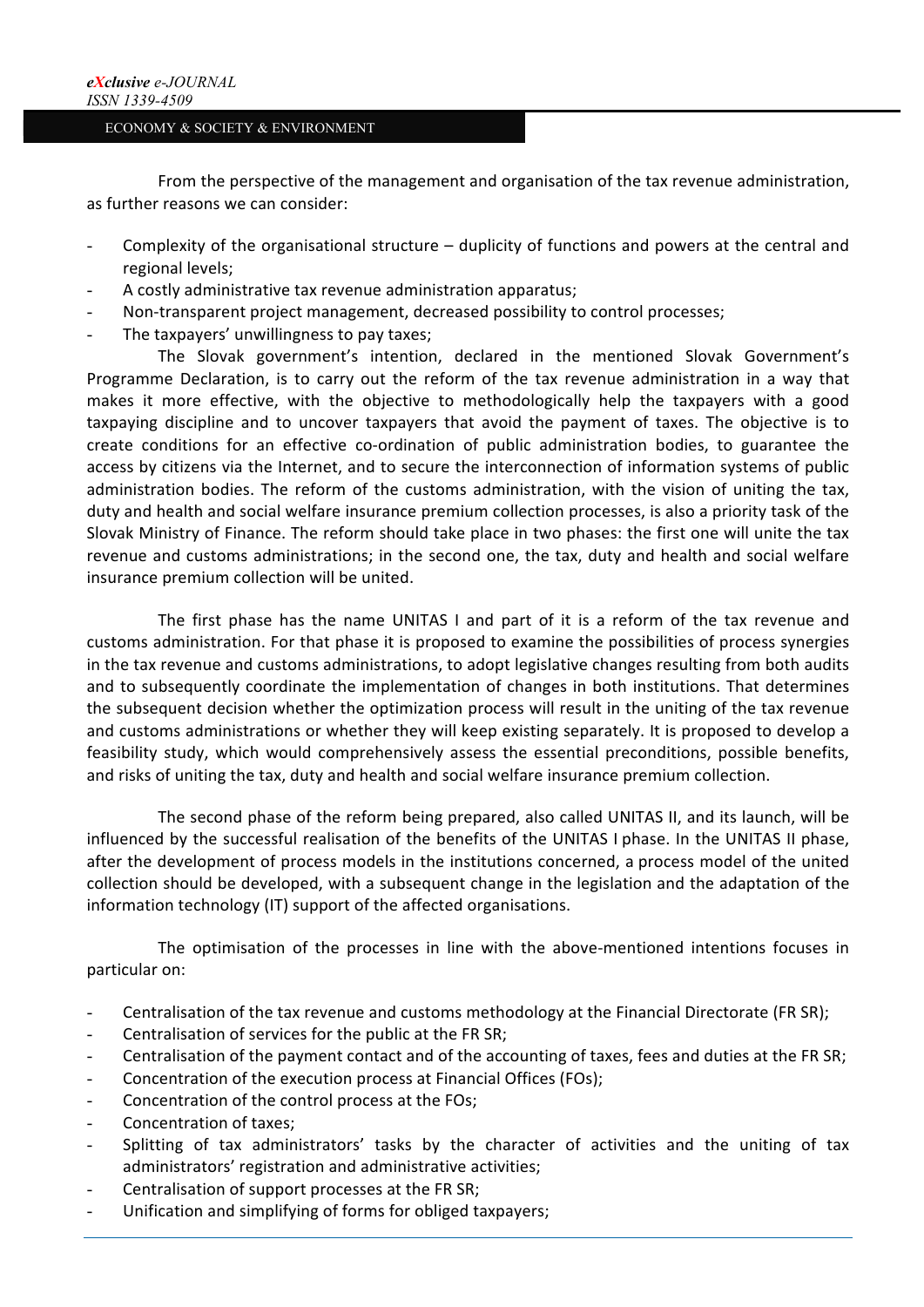From the perspective of the management and organisation of the tax revenue administration, as further reasons we can consider:

- Complexity of the organisational structure – duplicity of functions and powers at the central and regional levels;
- A costly administrative tax revenue administration apparatus;
- Non-transparent project management, decreased possibility to control processes;
- The taxpayers' unwillingness to pay taxes;

The Slovak government's intention, declared in the mentioned Slovak Government's Programme Declaration, is to carry out the reform of the tax revenue administration in a way that makes it more effective, with the objective to methodologically help the taxpayers with a good taxpaying discipline and to uncover taxpayers that avoid the payment of taxes. The objective is to create conditions for an effective co-ordination of public administration bodies, to guarantee the access by citizens via the Internet, and to secure the interconnection of information systems of public administration bodies. The reform of the customs administration, with the vision of uniting the tax, duty and health and social welfare insurance premium collection processes, is also a priority task of the Slovak Ministry of Finance. The reform should take place in two phases: the first one will unite the tax revenue and customs administrations; in the second one, the tax, duty and health and social welfare insurance premium collection will be united.

The first phase has the name UNITAS I and part of it is a reform of the tax revenue and customs administration. For that phase it is proposed to examine the possibilities of process synergies in the tax revenue and customs administrations, to adopt legislative changes resulting from both audits and to subsequently coordinate the implementation of changes in both institutions. That determines the subsequent decision whether the optimization process will result in the uniting of the tax revenue and customs administrations or whether they will keep existing separately. It is proposed to develop a feasibility study, which would comprehensively assess the essential preconditions, possible benefits, and risks of uniting the tax, duty and health and social welfare insurance premium collection.

The second phase of the reform being prepared, also called UNITAS II, and its launch, will be influenced by the successful realisation of the benefits of the UNITAS I phase. In the UNITAS II phase, after the development of process models in the institutions concerned, a process model of the united collection should be developed, with a subsequent change in the legislation and the adaptation of the information technology (IT) support of the affected organisations.

The optimisation of the processes in line with the above-mentioned intentions focuses in particular on:

- Centralisation of the tax revenue and customs methodology at the Financial Directorate (FR SR);
- Centralisation of services for the public at the FR SR;
- Centralisation of the payment contact and of the accounting of taxes, fees and duties at the FR SR;
- Concentration of the execution process at Financial Offices (FOs);
- Concentration of the control process at the FOs;
- Concentration of taxes;
- Splitting of tax administrators' tasks by the character of activities and the uniting of tax administrators' registration and administrative activities;
- Centralisation of support processes at the FR SR;
- Unification and simplifying of forms for obliged taxpayers;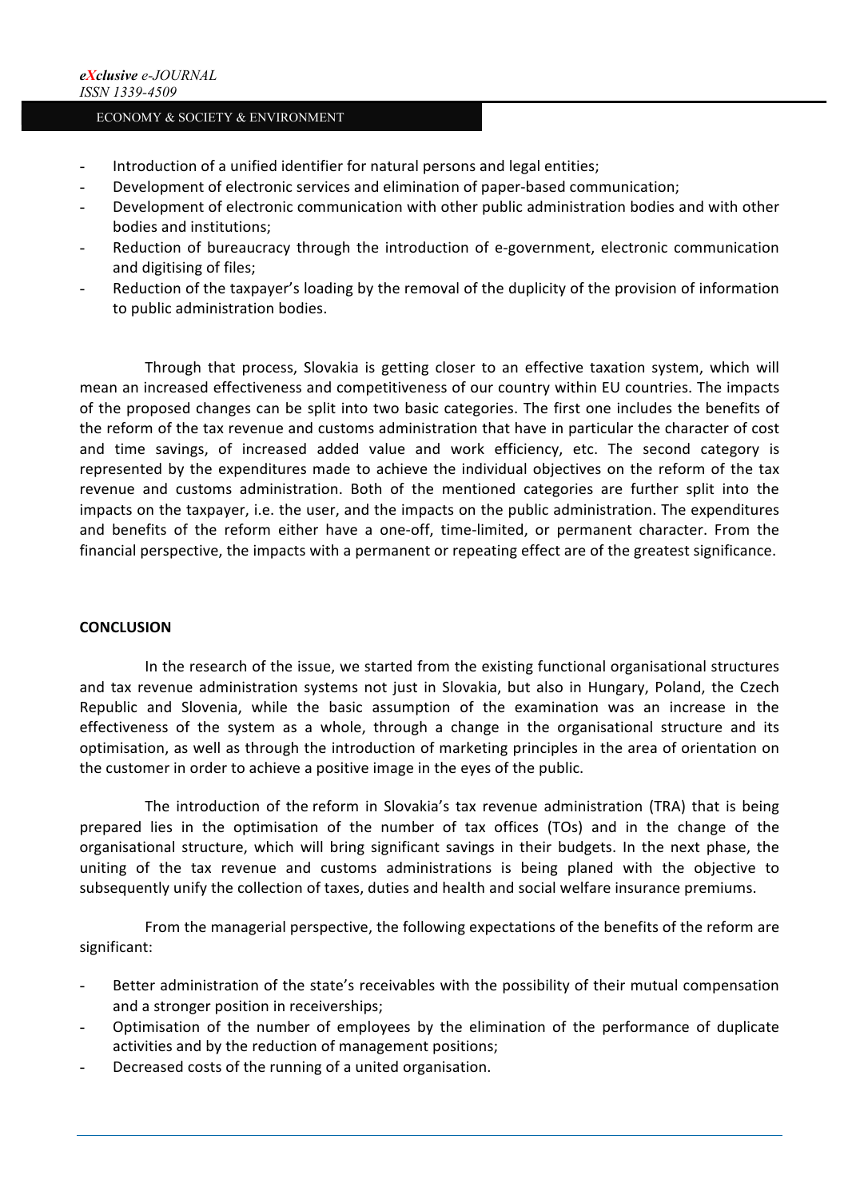- Introduction of a unified identifier for natural persons and legal entities;
- Development of electronic services and elimination of paper-based communication;
- Development of electronic communication with other public administration bodies and with other bodies and institutions;
- Reduction of bureaucracy through the introduction of e-government, electronic communication and digitising of files;
- Reduction of the taxpayer's loading by the removal of the duplicity of the provision of information to public administration bodies.

Through that process, Slovakia is getting closer to an effective taxation system, which will mean an increased effectiveness and competitiveness of our country within EU countries. The impacts of the proposed changes can be split into two basic categories. The first one includes the benefits of the reform of the tax revenue and customs administration that have in particular the character of cost and time savings, of increased added value and work efficiency, etc. The second category is represented by the expenditures made to achieve the individual objectives on the reform of the tax revenue and customs administration. Both of the mentioned categories are further split into the impacts on the taxpayer, i.e. the user, and the impacts on the public administration. The expenditures and benefits of the reform either have a one-off, time-limited, or permanent character. From the financial perspective, the impacts with a permanent or repeating effect are of the greatest significance.

**CONCLUSION**

In the research of the issue, we started from the existing functional organisational structures and tax revenue administration systems not just in Slovakia, but also in Hungary, Poland, the Czech Republic and Slovenia, while the basic assumption of the examination was an increase in the effectiveness of the system as a whole, through a change in the organisational structure and its optimisation, as well as through the introduction of marketing principles in the area of orientation on the customer in order to achieve a positive image in the eyes of the public.

The introduction of the reform in Slovakia's tax revenue administration (TRA) that is being prepared lies in the optimisation of the number of tax offices (TOs) and in the change of the organisational structure, which will bring significant savings in their budgets. In the next phase, the uniting of the tax revenue and customs administrations is being planed with the objective to subsequently unify the collection of taxes, duties and health and social welfare insurance premiums.

From the managerial perspective, the following expectations of the benefits of the reform are significant:

- Better administration of the state's receivables with the possibility of their mutual compensation and a stronger position in receiverships;
- Optimisation of the number of employees by the elimination of the performance of duplicate activities and by the reduction of management positions;
- Decreased costs of the running of a united organisation.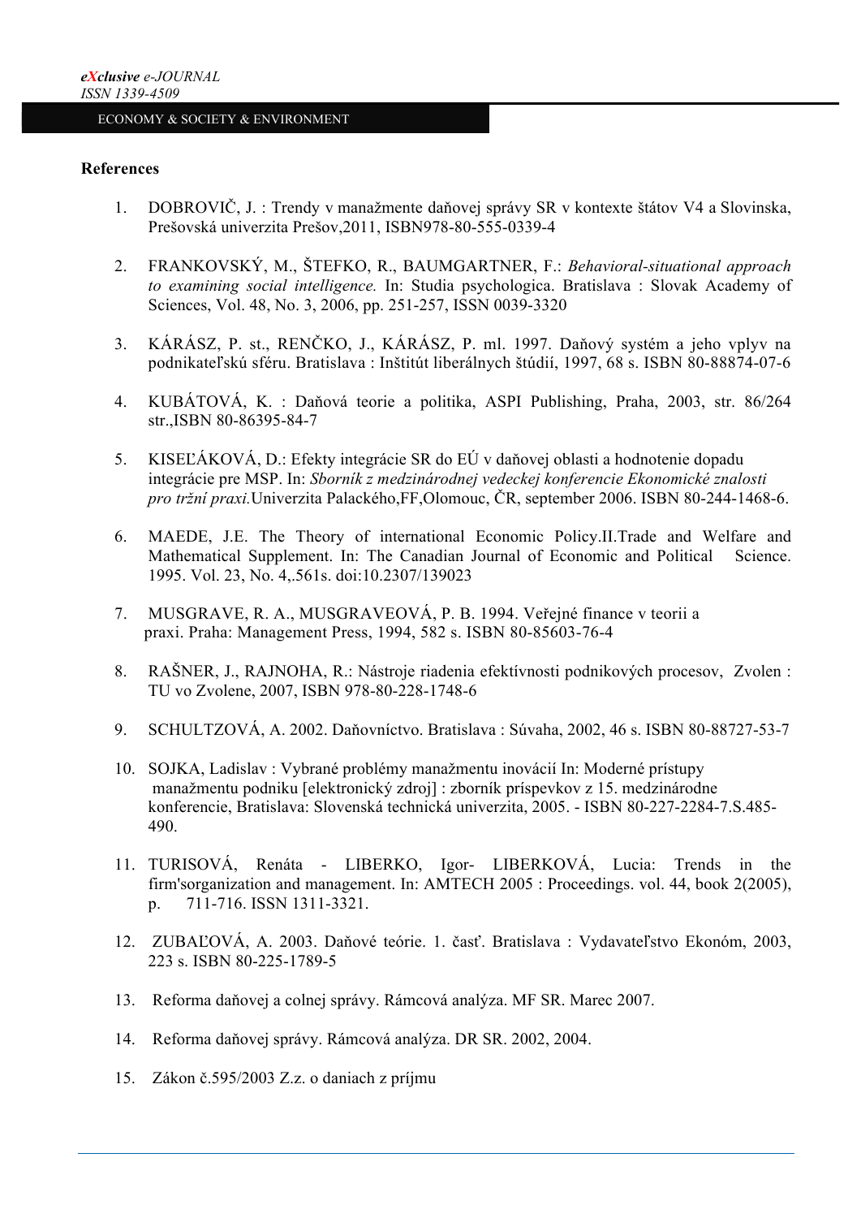## References

1. DOBROVIČ, J. : Trendy v manažmente daňovej správy SR v kontexte štátov V4 a Slovinska, Prešovská univerzita Prešov,2011, ISBN978-80-555-0339-4

2. FRANKOVSKÝ, M., ŠTEFKO, R., BAUMGARTNER, F.: *Behavioral-situational approach to examining social intelligence.* In: Studia psychologica. Bratislava : Slovak Academy of Sciences, Vol. 48, No. 3, 2006, pp. 251-257, ISSN 0039-3320

3. KÁRÁSZ, P. st., RENČKO, J., KÁRÁSZ, P. ml. 1997. Daňový systém a jeho vplyv na podnikateľskú sféru. Bratislava : Inštitút liberálnych štúdií, 1997, 68 s. ISBN 80-88874-07-6

4. KUBÁTOVÁ, K. : Daňová teorie a politika, ASPI Publishing, Praha, 2003, str. 86/264 str.,ISBN 80-86395-84-7

5. KISEĽÁKOVÁ, D.: Efekty integrácie SR do EÚ v daňovej oblasti a hodnotenie dopadu integrácie pre MSP. In: *Sborník z medzinárodnej vedeckej konferencie Ekonomické znalosti pro tržní praxi.*Univerzita Palackého,FF,Olomouc, ČR, september 2006. ISBN 80-244-1468-6.

6. MAEDE, J.E. The Theory of international Economic Policy.II.Trade and Welfare and Mathematical Supplement. In: The Canadian Journal of Economic and Political Science. 1995. Vol. 23, No. 4,.561s. doi:10.2307/139023

7. MUSGRAVE, R. A., MUSGRAVEOVÁ, P. B. 1994. Veřejné finance v teorii a praxi. Praha: Management Press, 1994, 582 s. ISBN 80-85603-76-4

8. RAŠNER, J., RAJNOHA, R.: Nástroje riadenia efektívnosti podnikových procesov, Zvolen : TU vo Zvolene, 2007, ISBN 978-80-228-1748-6

9. SCHULTZOVÁ, A. 2002. Daňovníctvo. Bratislava : Súvaha, 2002, 46 s. ISBN 80-88727-53-7

10. SOJKA, Ladislav : Vybrané problémy manažmentu inovácií In: Moderné prístupy manažmentu podniku [elektronický zdroj] : zborník príspevkov z 15. medzinárodne konferencie, Bratislava: Slovenská technická univerzita, 2005. - ISBN 80-227-2284-7.S.485-490.

11. TURISOVÁ, Renáta - LIBERKO, Igor- LIBERKOVÁ, Lucia: Trends in the firm'sorganization and management. In: AMTECH 2005 : Proceedings. vol. 44, book 2(2005), p. 711-716. ISSN 1311-3321.

12. ZUBAĽOVÁ, A. 2003. Daňové teórie. 1. časť. Bratislava : Vydavateľstvo Ekonóm, 2003, 223 s. ISBN 80-225-1789-5

13. Reforma daňovej a colnej správy. Rámcová analýza. MF SR. Marec 2007.

14. Reforma daňovej správy. Rámcová analýza. DR SR. 2002, 2004.

15. Zákon č.595/2003 Z.z. o daniach z príjmu